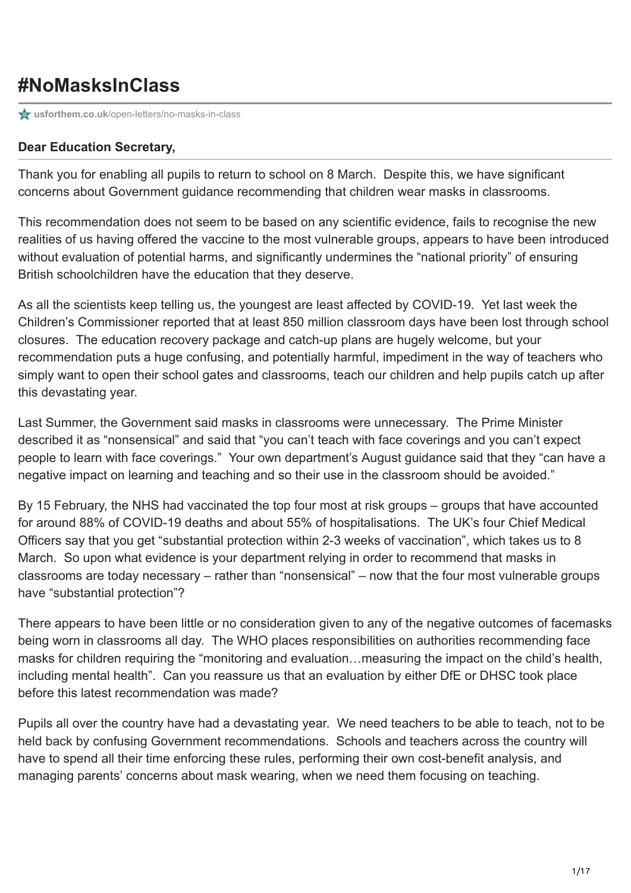# #NoMasksInClass

usforthem.co.uk/open-letters/no-masks-in-class

**Dear Education Secretary,**

Thank you for enabling all pupils to return to school on 8 March. Despite this, we have significant concerns about Government guidance recommending that children wear masks in classrooms.

This recommendation does not seem to be based on any scientific evidence, fails to recognise the new realities of us having offered the vaccine to the most vulnerable groups, appears to have been introduced without evaluation of potential harms, and significantly undermines the "national priority" of ensuring British schoolchildren have the education that they deserve.

As all the scientists keep telling us, the youngest are least affected by COVID-19. Yet last week the Children's Commissioner reported that at least 850 million classroom days have been lost through school closures. The education recovery package and catch-up plans are hugely welcome, but your recommendation puts a huge confusing, and potentially harmful, impediment in the way of teachers who simply want to open their school gates and classrooms, teach our children and help pupils catch up after this devastating year.

Last Summer, the Government said masks in classrooms were unnecessary. The Prime Minister described it as "nonsensical" and said that "you can't teach with face coverings and you can't expect people to learn with face coverings." Your own department's August guidance said that they "can have a negative impact on learning and teaching and so their use in the classroom should be avoided."

By 15 February, the NHS had vaccinated the top four most at risk groups – groups that have accounted for around 88% of COVID-19 deaths and about 55% of hospitalisations. The UK's four Chief Medical Officers say that you get "substantial protection within 2-3 weeks of vaccination", which takes us to 8 March. So upon what evidence is your department relying in order to recommend that masks in classrooms are today necessary – rather than "nonsensical" – now that the four most vulnerable groups have "substantial protection"?

There appears to have been little or no consideration given to any of the negative outcomes of facemasks being worn in classrooms all day. The WHO places responsibilities on authorities recommending face masks for children requiring the "monitoring and evaluation…measuring the impact on the child's health, including mental health". Can you reassure us that an evaluation by either DfE or DHSC took place before this latest recommendation was made?

Pupils all over the country have had a devastating year. We need teachers to be able to teach, not to be held back by confusing Government recommendations. Schools and teachers across the country will have to spend all their time enforcing these rules, performing their own cost-benefit analysis, and managing parents' concerns about mask wearing, when we need them focusing on teaching.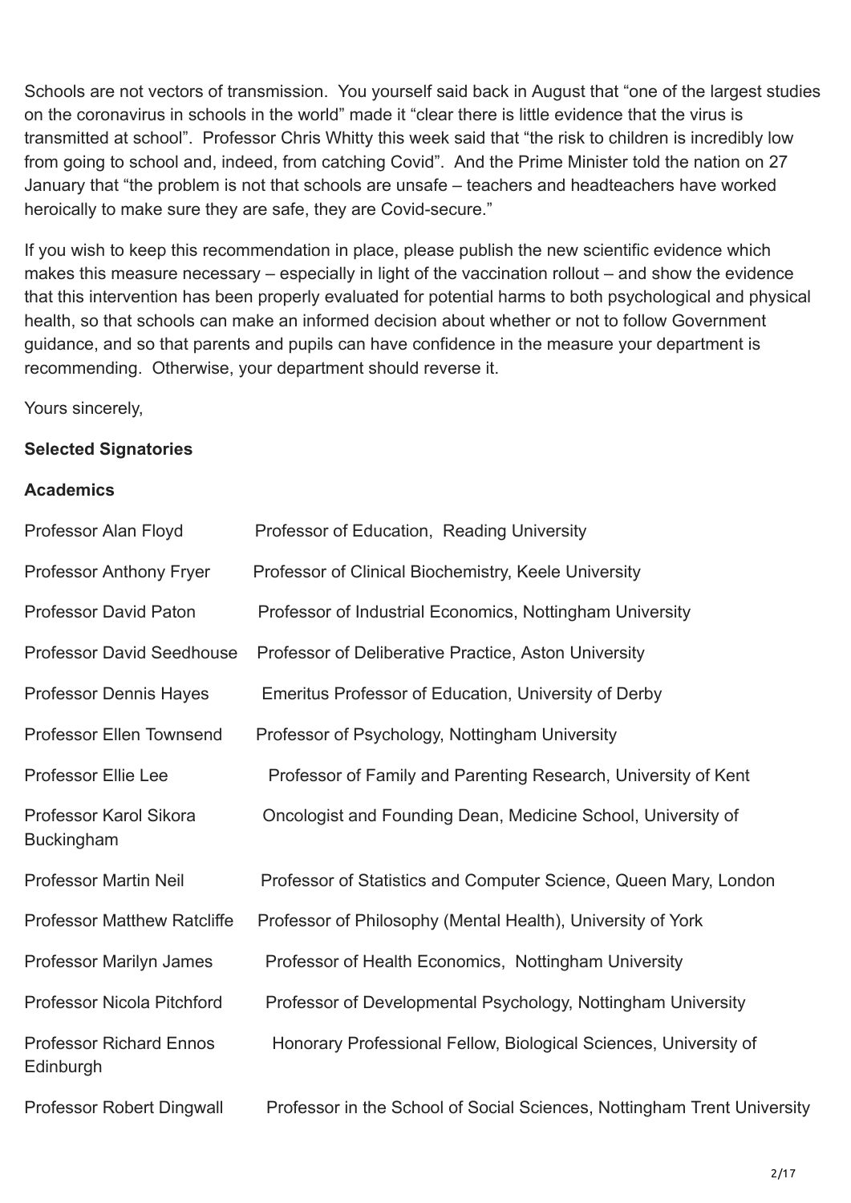Schools are not vectors of transmission. You yourself said back in August that "one of the largest studies on the coronavirus in schools in the world" made it "clear there is little evidence that the virus is transmitted at school". Professor Chris Whitty this week said that "the risk to children is incredibly low from going to school and, indeed, from catching Covid". And the Prime Minister told the nation on 27 January that "the problem is not that schools are unsafe – teachers and headteachers have worked heroically to make sure they are safe, they are Covid-secure."

If you wish to keep this recommendation in place, please publish the new scientific evidence which makes this measure necessary – especially in light of the vaccination rollout – and show the evidence that this intervention has been properly evaluated for potential harms to both psychological and physical health, so that schools can make an informed decision about whether or not to follow Government guidance, and so that parents and pupils can have confidence in the measure your department is recommending. Otherwise, your department should reverse it.

Yours sincerely,

**Selected Signatories**

**Academics**

| | |
|---|---|
| Professor Alan Floyd | Professor of Education, Reading University |
| Professor Anthony Fryer | Professor of Clinical Biochemistry, Keele University |
| Professor David Paton | Professor of Industrial Economics, Nottingham University |
| Professor David Seedhouse | Professor of Deliberative Practice, Aston University |
| Professor Dennis Hayes | Emeritus Professor of Education, University of Derby |
| Professor Ellen Townsend | Professor of Psychology, Nottingham University |
| Professor Ellie Lee | Professor of Family and Parenting Research, University of Kent |
| Professor Karol Sikora | Oncologist and Founding Dean, Medicine School, University of Buckingham |
| Professor Martin Neil | Professor of Statistics and Computer Science, Queen Mary, London |
| Professor Matthew Ratcliffe | Professor of Philosophy (Mental Health), University of York |
| Professor Marilyn James | Professor of Health Economics, Nottingham University |
| Professor Nicola Pitchford | Professor of Developmental Psychology, Nottingham University |
| Professor Richard Ennos | Honorary Professional Fellow, Biological Sciences, University of Edinburgh |
| Professor Robert Dingwall | Professor in the School of Social Sciences, Nottingham Trent University |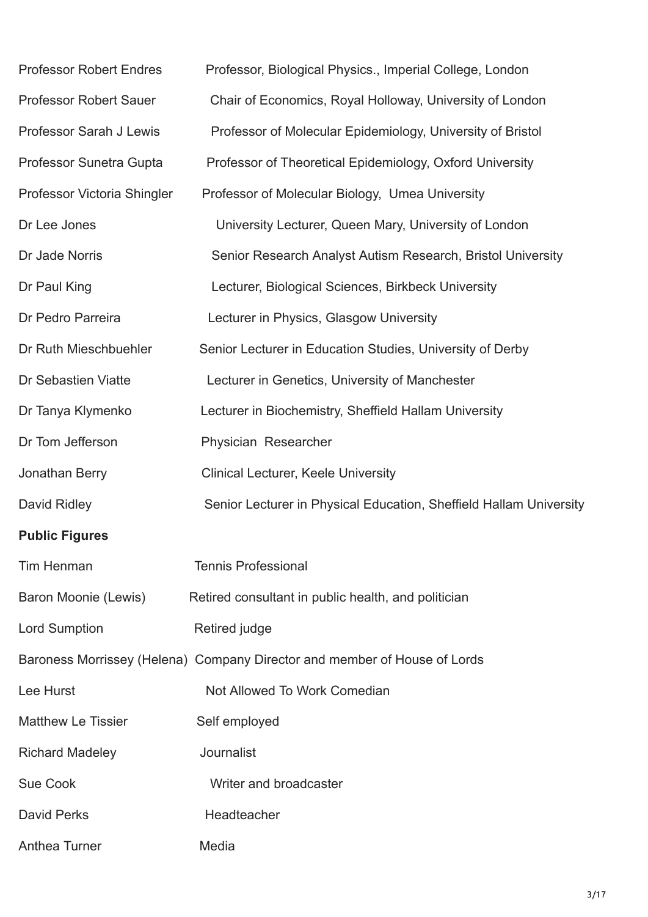| | |
|---|---|
| Professor Robert Endres | Professor, Biological Physics., Imperial College, London |
| Professor Robert Sauer | Chair of Economics, Royal Holloway, University of London |
| Professor Sarah J Lewis | Professor of Molecular Epidemiology, University of Bristol |
| Professor Sunetra Gupta | Professor of Theoretical Epidemiology, Oxford University |
| Professor Victoria Shingler | Professor of Molecular Biology, Umea University |
| Dr Lee Jones | University Lecturer, Queen Mary, University of London |
| Dr Jade Norris | Senior Research Analyst Autism Research, Bristol University |
| Dr Paul King | Lecturer, Biological Sciences, Birkbeck University |
| Dr Pedro Parreira | Lecturer in Physics, Glasgow University |
| Dr Ruth Mieschbuehler | Senior Lecturer in Education Studies, University of Derby |
| Dr Sebastien Viatte | Lecturer in Genetics, University of Manchester |
| Dr Tanya Klymenko | Lecturer in Biochemistry, Sheffield Hallam University |
| Dr Tom Jefferson | Physician Researcher |
| Jonathan Berry | Clinical Lecturer, Keele University |
| David Ridley | Senior Lecturer in Physical Education, Sheffield Hallam University |

**Public Figures**

| | |
|---|---|
| Tim Henman | Tennis Professional |
| Baron Moonie (Lewis) | Retired consultant in public health, and politician |
| Lord Sumption | Retired judge |
| Baroness Morrissey (Helena) | Company Director and member of House of Lords |
| Lee Hurst | Not Allowed To Work Comedian |
| Matthew Le Tissier | Self employed |
| Richard Madeley | Journalist |
| Sue Cook | Writer and broadcaster |
| David Perks | Headteacher |
| Anthea Turner | Media |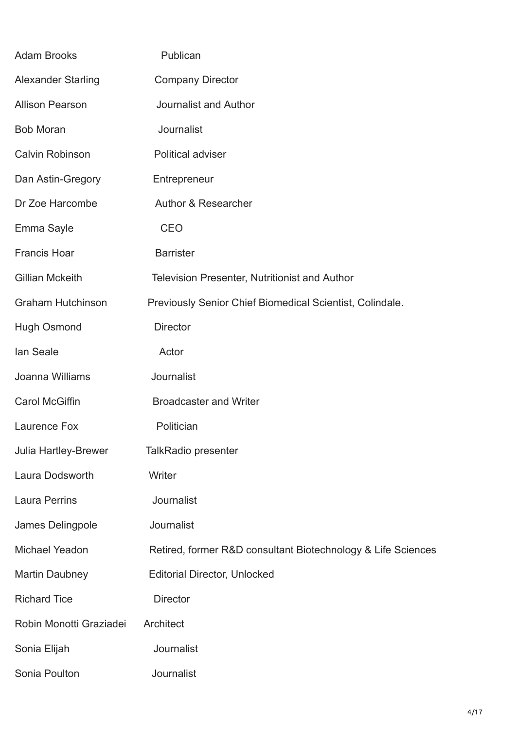| | |
|---|---|
| Adam Brooks | Publican |
| Alexander Starling | Company Director |
| Allison Pearson | Journalist and Author |
| Bob Moran | Journalist |
| Calvin Robinson | Political adviser |
| Dan Astin-Gregory | Entrepreneur |
| Dr Zoe Harcombe | Author & Researcher |
| Emma Sayle | CEO |
| Francis Hoar | Barrister |
| Gillian Mckeith | Television Presenter, Nutritionist and Author |
| Graham Hutchinson | Previously Senior Chief Biomedical Scientist, Colindale. |
| Hugh Osmond | Director |
| Ian Seale | Actor |
| Joanna Williams | Journalist |
| Carol McGiffin | Broadcaster and Writer |
| Laurence Fox | Politician |
| Julia Hartley-Brewer | TalkRadio presenter |
| Laura Dodsworth | Writer |
| Laura Perrins | Journalist |
| James Delingpole | Journalist |
| Michael Yeadon | Retired, former R&D consultant Biotechnology & Life Sciences |
| Martin Daubney | Editorial Director, Unlocked |
| Richard Tice | Director |
| Robin Monotti Graziadei | Architect |
| Sonia Elijah | Journalist |
| Sonia Poulton | Journalist |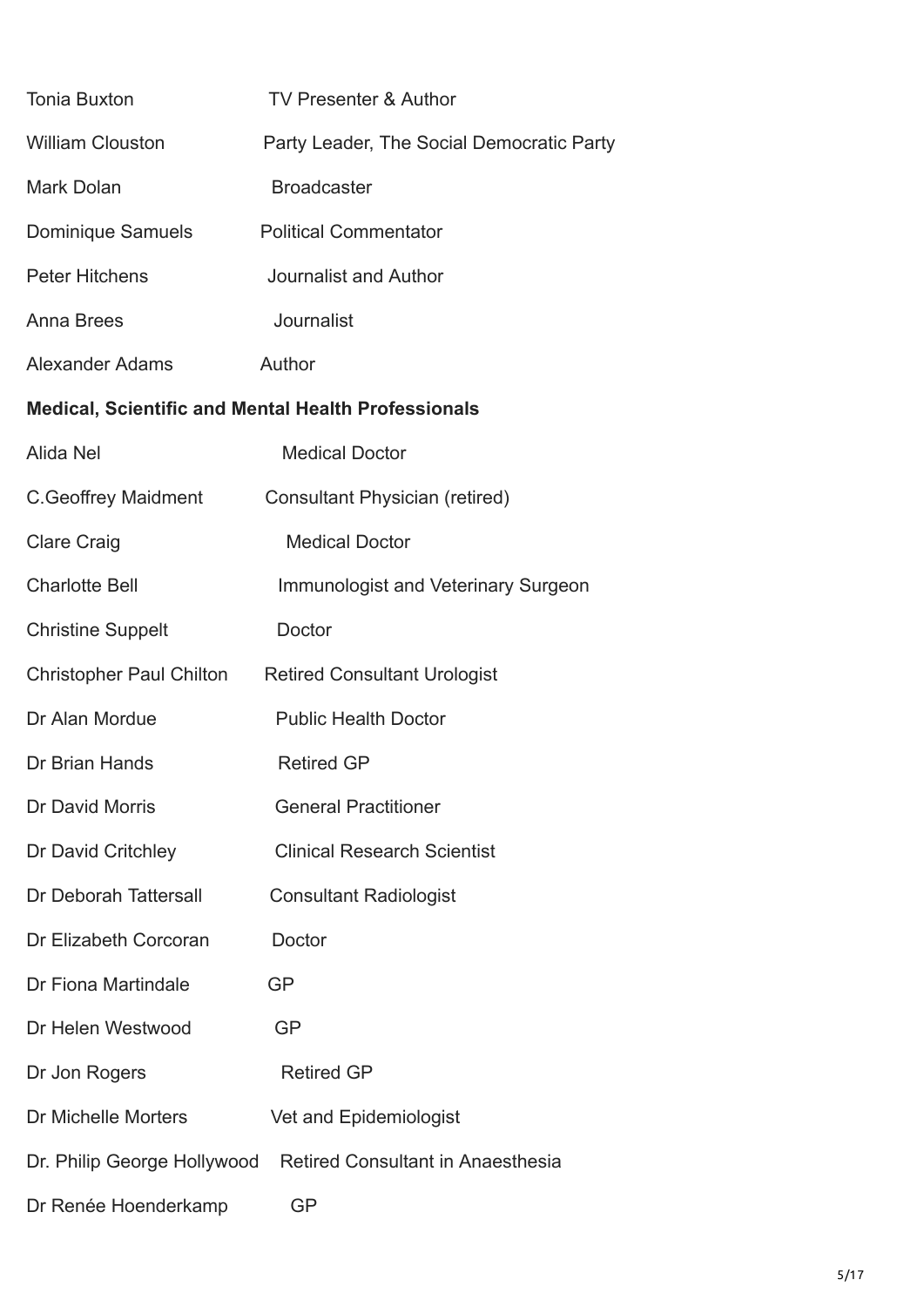| | |
|---|---|
| Tonia Buxton | TV Presenter & Author |
| William Clouston | Party Leader, The Social Democratic Party |
| Mark Dolan | Broadcaster |
| Dominique Samuels | Political Commentator |
| Peter Hitchens | Journalist and Author |
| Anna Brees | Journalist |
| Alexander Adams | Author |

**Medical, Scientific and Mental Health Professionals**

| | |
|---|---|
| Alida Nel | Medical Doctor |
| C.Geoffrey Maidment | Consultant Physician (retired) |
| Clare Craig | Medical Doctor |
| Charlotte Bell | Immunologist and Veterinary Surgeon |
| Christine Suppelt | Doctor |
| Christopher Paul Chilton | Retired Consultant Urologist |
| Dr Alan Mordue | Public Health Doctor |
| Dr Brian Hands | Retired GP |
| Dr David Morris | General Practitioner |
| Dr David Critchley | Clinical Research Scientist |
| Dr Deborah Tattersall | Consultant Radiologist |
| Dr Elizabeth Corcoran | Doctor |
| Dr Fiona Martindale | GP |
| Dr Helen Westwood | GP |
| Dr Jon Rogers | Retired GP |
| Dr Michelle Morters | Vet and Epidemiologist |
| Dr. Philip George Hollywood | Retired Consultant in Anaesthesia |
| Dr Renée Hoenderkamp | GP |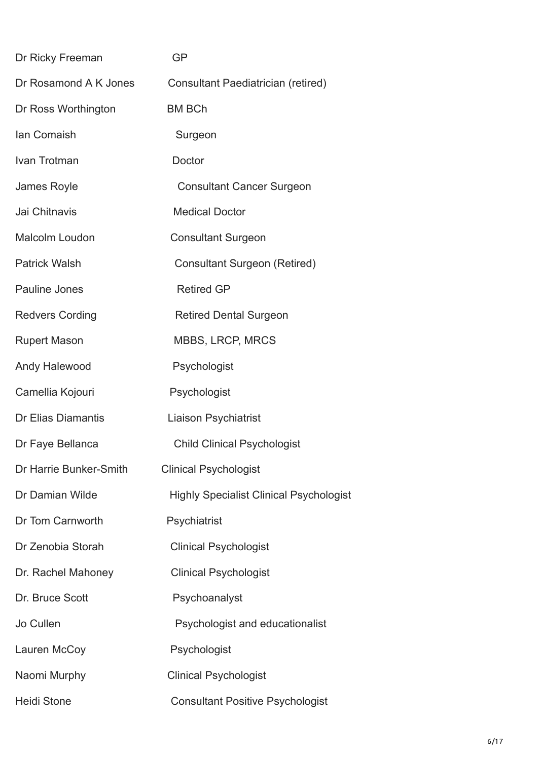| | |
|---|---|
| Dr Ricky Freeman | GP |
| Dr Rosamond A K Jones | Consultant Paediatrician (retired) |
| Dr Ross Worthington | BM BCh |
| Ian Comaish | Surgeon |
| Ivan Trotman | Doctor |
| James Royle | Consultant Cancer Surgeon |
| Jai Chitnavis | Medical Doctor |
| Malcolm Loudon | Consultant Surgeon |
| Patrick Walsh | Consultant Surgeon (Retired) |
| Pauline Jones | Retired GP |
| Redvers Cording | Retired Dental Surgeon |
| Rupert Mason | MBBS, LRCP, MRCS |
| Andy Halewood | Psychologist |
| Camellia Kojouri | Psychologist |
| Dr Elias Diamantis | Liaison Psychiatrist |
| Dr Faye Bellanca | Child Clinical Psychologist |
| Dr Harrie Bunker-Smith | Clinical Psychologist |
| Dr Damian Wilde | Highly Specialist Clinical Psychologist |
| Dr Tom Carnworth | Psychiatrist |
| Dr Zenobia Storah | Clinical Psychologist |
| Dr. Rachel Mahoney | Clinical Psychologist |
| Dr. Bruce Scott | Psychoanalyst |
| Jo Cullen | Psychologist and educationalist |
| Lauren McCoy | Psychologist |
| Naomi Murphy | Clinical Psychologist |
| Heidi Stone | Consultant Positive Psychologist |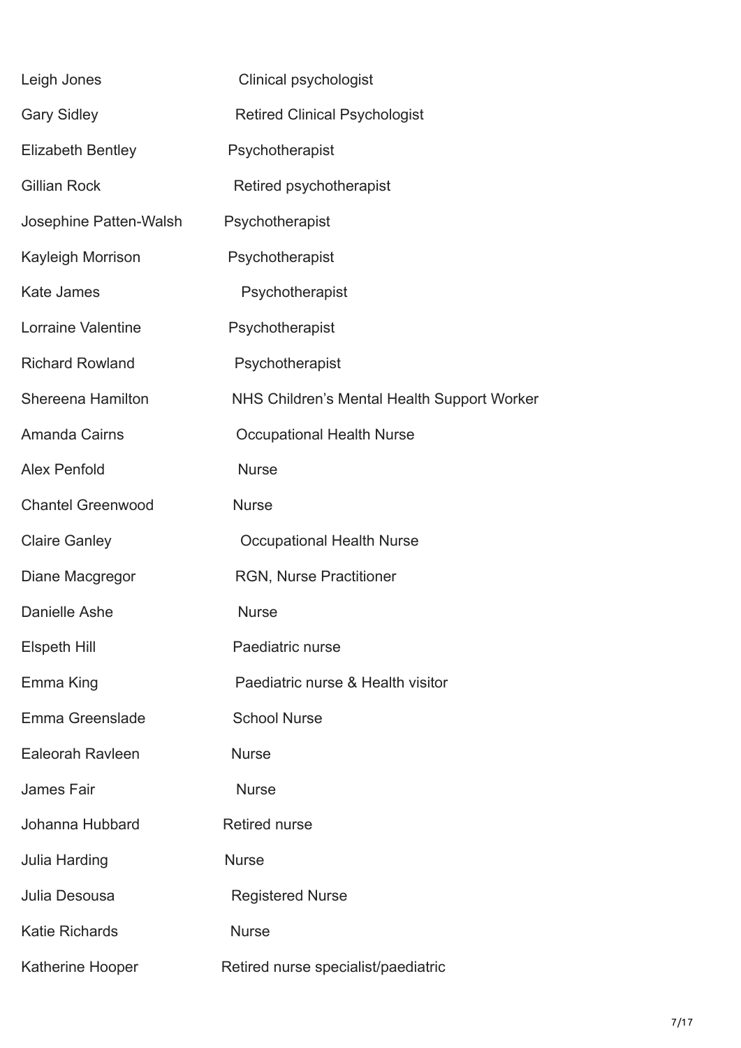| | |
|---|---|
| Leigh Jones | Clinical psychologist |
| Gary Sidley | Retired Clinical Psychologist |
| Elizabeth Bentley | Psychotherapist |
| Gillian Rock | Retired psychotherapist |
| Josephine Patten-Walsh | Psychotherapist |
| Kayleigh Morrison | Psychotherapist |
| Kate James | Psychotherapist |
| Lorraine Valentine | Psychotherapist |
| Richard Rowland | Psychotherapist |
| Shereena Hamilton | NHS Children's Mental Health Support Worker |
| Amanda Cairns | Occupational Health Nurse |
| Alex Penfold | Nurse |
| Chantel Greenwood | Nurse |
| Claire Ganley | Occupational Health Nurse |
| Diane Macgregor | RGN, Nurse Practitioner |
| Danielle Ashe | Nurse |
| Elspeth Hill | Paediatric nurse |
| Emma King | Paediatric nurse & Health visitor |
| Emma Greenslade | School Nurse |
| Ealeorah Ravleen | Nurse |
| James Fair | Nurse |
| Johanna Hubbard | Retired nurse |
| Julia Harding | Nurse |
| Julia Desousa | Registered Nurse |
| Katie Richards | Nurse |
| Katherine Hooper | Retired nurse specialist/paediatric |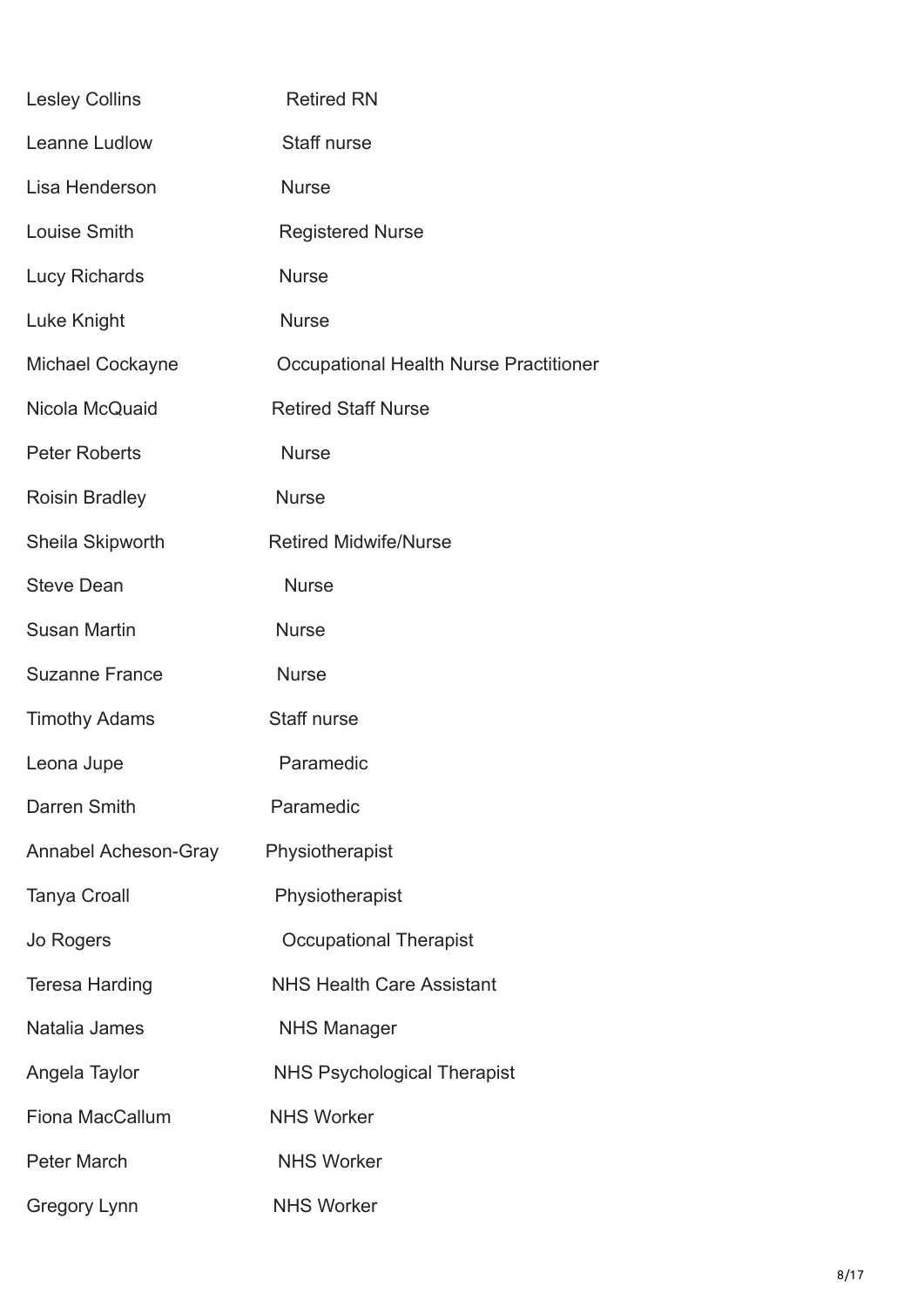| | |
|---|---|
| Lesley Collins | Retired RN |
| Leanne Ludlow | Staff nurse |
| Lisa Henderson | Nurse |
| Louise Smith | Registered Nurse |
| Lucy Richards | Nurse |
| Luke Knight | Nurse |
| Michael Cockayne | Occupational Health Nurse Practitioner |
| Nicola McQuaid | Retired Staff Nurse |
| Peter Roberts | Nurse |
| Roisin Bradley | Nurse |
| Sheila Skipworth | Retired Midwife/Nurse |
| Steve Dean | Nurse |
| Susan Martin | Nurse |
| Suzanne France | Nurse |
| Timothy Adams | Staff nurse |
| Leona Jupe | Paramedic |
| Darren Smith | Paramedic |
| Annabel Acheson-Gray | Physiotherapist |
| Tanya Croall | Physiotherapist |
| Jo Rogers | Occupational Therapist |
| Teresa Harding | NHS Health Care Assistant |
| Natalia James | NHS Manager |
| Angela Taylor | NHS Psychological Therapist |
| Fiona MacCallum | NHS Worker |
| Peter March | NHS Worker |
| Gregory Lynn | NHS Worker |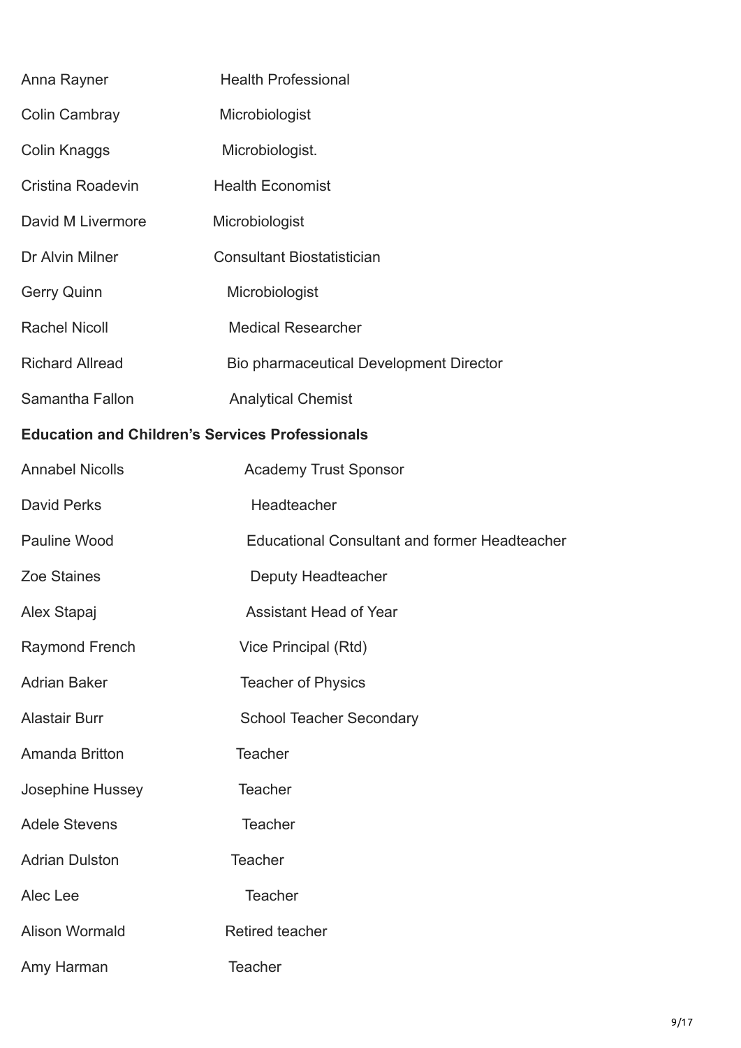| | |
|---|---|
| Anna Rayner | Health Professional |
| Colin Cambray | Microbiologist |
| Colin Knaggs | Microbiologist. |
| Cristina Roadevin | Health Economist |
| David M Livermore | Microbiologist |
| Dr Alvin Milner | Consultant Biostatistician |
| Gerry Quinn | Microbiologist |
| Rachel Nicoll | Medical Researcher |
| Richard Allread | Bio pharmaceutical Development Director |
| Samantha Fallon | Analytical Chemist |

**Education and Children's Services Professionals**

| | |
|---|---|
| Annabel Nicolls | Academy Trust Sponsor |
| David Perks | Headteacher |
| Pauline Wood | Educational Consultant and former Headteacher |
| Zoe Staines | Deputy Headteacher |
| Alex Stapaj | Assistant Head of Year |
| Raymond French | Vice Principal (Rtd) |
| Adrian Baker | Teacher of Physics |
| Alastair Burr | School Teacher Secondary |
| Amanda Britton | Teacher |
| Josephine Hussey | Teacher |
| Adele Stevens | Teacher |
| Adrian Dulston | Teacher |
| Alec Lee | Teacher |
| Alison Wormald | Retired teacher |
| Amy Harman | Teacher |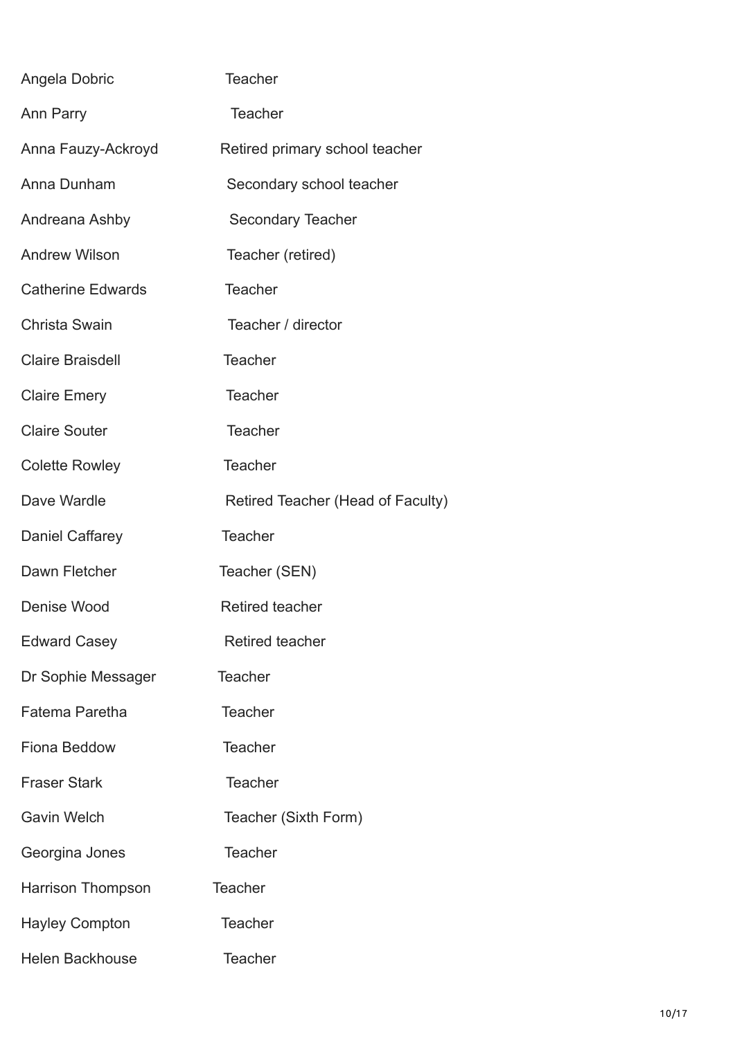| | |
|---|---|
| Angela Dobric | Teacher |
| Ann Parry | Teacher |
| Anna Fauzy-Ackroyd | Retired primary school teacher |
| Anna Dunham | Secondary school teacher |
| Andreana Ashby | Secondary Teacher |
| Andrew Wilson | Teacher (retired) |
| Catherine Edwards | Teacher |
| Christa Swain | Teacher / director |
| Claire Braisdell | Teacher |
| Claire Emery | Teacher |
| Claire Souter | Teacher |
| Colette Rowley | Teacher |
| Dave Wardle | Retired Teacher (Head of Faculty) |
| Daniel Caffarey | Teacher |
| Dawn Fletcher | Teacher (SEN) |
| Denise Wood | Retired teacher |
| Edward Casey | Retired teacher |
| Dr Sophie Messager | Teacher |
| Fatema Paretha | Teacher |
| Fiona Beddow | Teacher |
| Fraser Stark | Teacher |
| Gavin Welch | Teacher (Sixth Form) |
| Georgina Jones | Teacher |
| Harrison Thompson | Teacher |
| Hayley Compton | Teacher |
| Helen Backhouse | Teacher |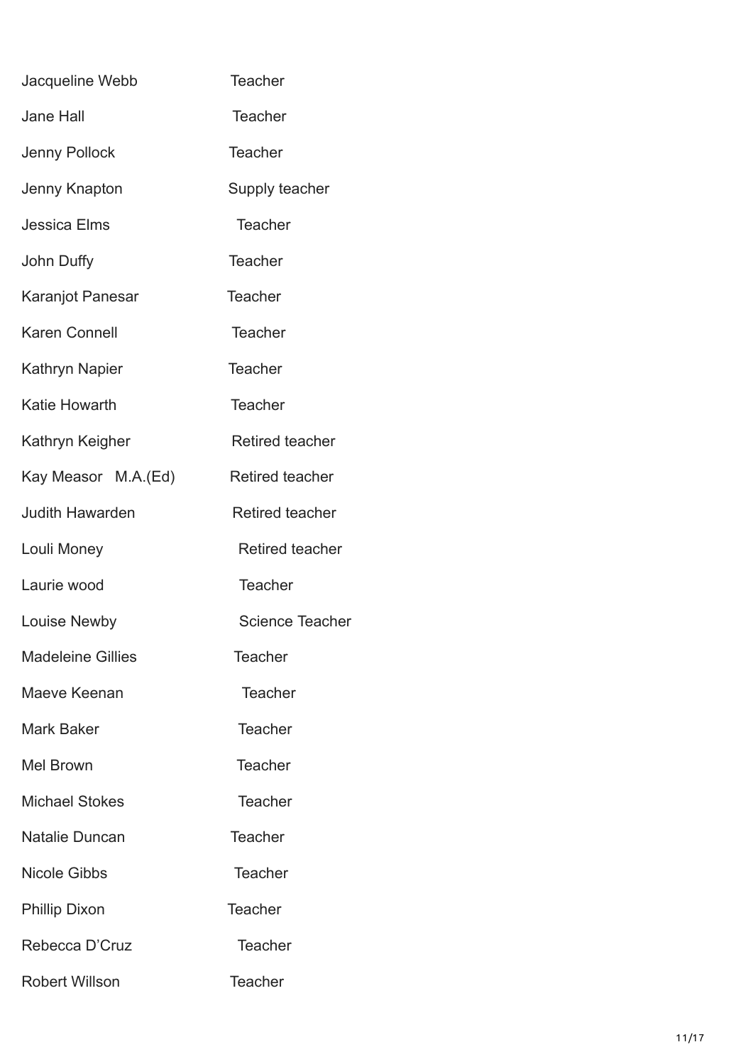| | |
|---|---|
| Jacqueline Webb | Teacher |
| Jane Hall | Teacher |
| Jenny Pollock | Teacher |
| Jenny Knapton | Supply teacher |
| Jessica Elms | Teacher |
| John Duffy | Teacher |
| Karanjot Panesar | Teacher |
| Karen Connell | Teacher |
| Kathryn Napier | Teacher |
| Katie Howarth | Teacher |
| Kathryn Keigher | Retired teacher |
| Kay Measor M.A.(Ed) | Retired teacher |
| Judith Hawarden | Retired teacher |
| Louli Money | Retired teacher |
| Laurie wood | Teacher |
| Louise Newby | Science Teacher |
| Madeleine Gillies | Teacher |
| Maeve Keenan | Teacher |
| Mark Baker | Teacher |
| Mel Brown | Teacher |
| Michael Stokes | Teacher |
| Natalie Duncan | Teacher |
| Nicole Gibbs | Teacher |
| Phillip Dixon | Teacher |
| Rebecca D'Cruz | Teacher |
| Robert Willson | Teacher |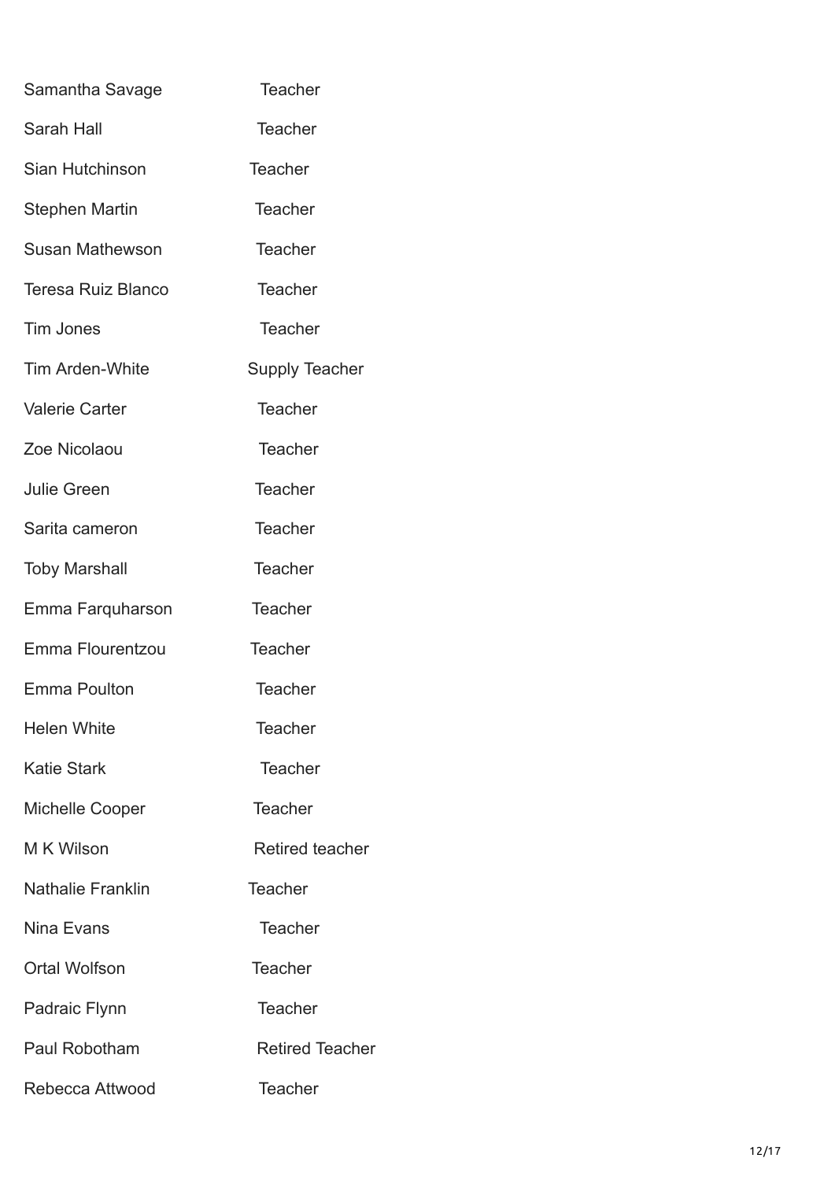| | |
|---|---|
| Samantha Savage | Teacher |
| Sarah Hall | Teacher |
| Sian Hutchinson | Teacher |
| Stephen Martin | Teacher |
| Susan Mathewson | Teacher |
| Teresa Ruiz Blanco | Teacher |
| Tim Jones | Teacher |
| Tim Arden-White | Supply Teacher |
| Valerie Carter | Teacher |
| Zoe Nicolaou | Teacher |
| Julie Green | Teacher |
| Sarita cameron | Teacher |
| Toby Marshall | Teacher |
| Emma Farquharson | Teacher |
| Emma Flourentzou | Teacher |
| Emma Poulton | Teacher |
| Helen White | Teacher |
| Katie Stark | Teacher |
| Michelle Cooper | Teacher |
| M K Wilson | Retired teacher |
| Nathalie Franklin | Teacher |
| Nina Evans | Teacher |
| Ortal Wolfson | Teacher |
| Padraic Flynn | Teacher |
| Paul Robotham | Retired Teacher |
| Rebecca Attwood | Teacher |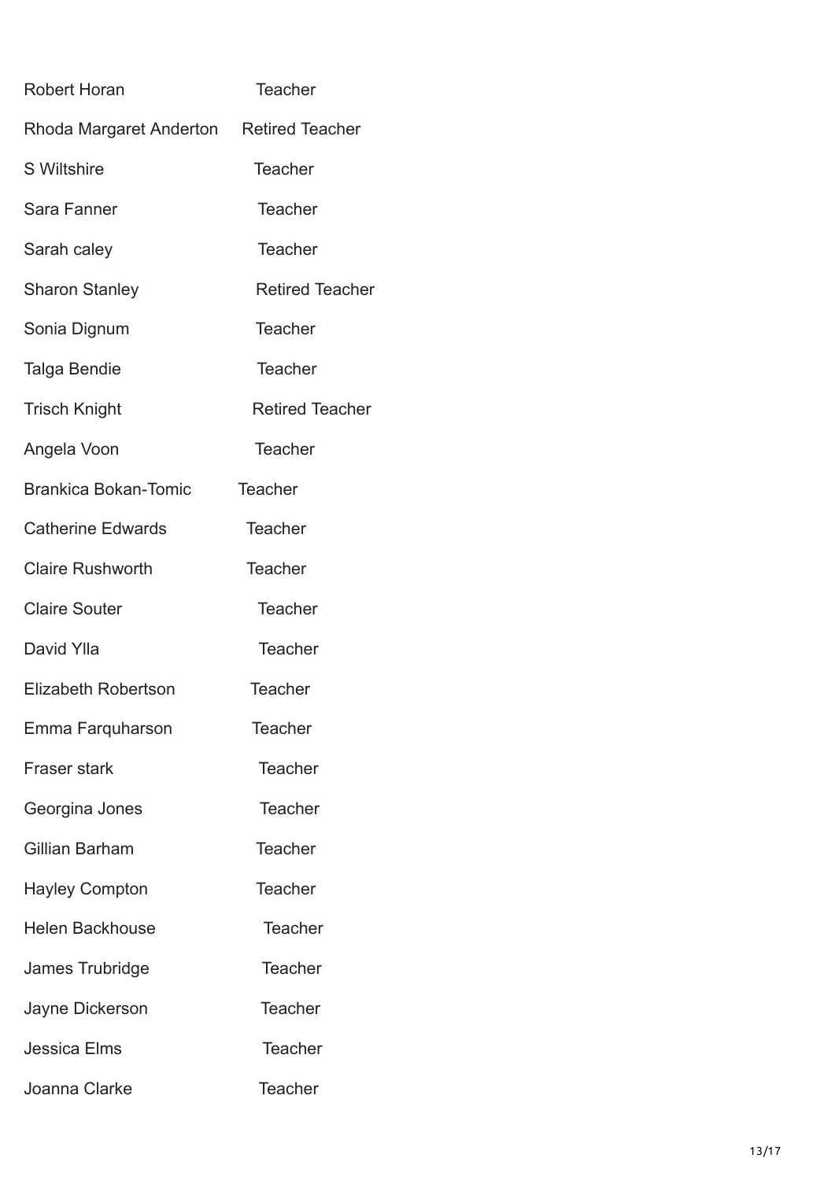| | |
|---|---|
| Robert Horan | Teacher |
| Rhoda Margaret Anderton | Retired Teacher |
| S Wiltshire | Teacher |
| Sara Fanner | Teacher |
| Sarah caley | Teacher |
| Sharon Stanley | Retired Teacher |
| Sonia Dignum | Teacher |
| Talga Bendie | Teacher |
| Trisch Knight | Retired Teacher |
| Angela Voon | Teacher |
| Brankica Bokan-Tomic | Teacher |
| Catherine Edwards | Teacher |
| Claire Rushworth | Teacher |
| Claire Souter | Teacher |
| David Ylla | Teacher |
| Elizabeth Robertson | Teacher |
| Emma Farquharson | Teacher |
| Fraser stark | Teacher |
| Georgina Jones | Teacher |
| Gillian Barham | Teacher |
| Hayley Compton | Teacher |
| Helen Backhouse | Teacher |
| James Trubridge | Teacher |
| Jayne Dickerson | Teacher |
| Jessica Elms | Teacher |
| Joanna Clarke | Teacher |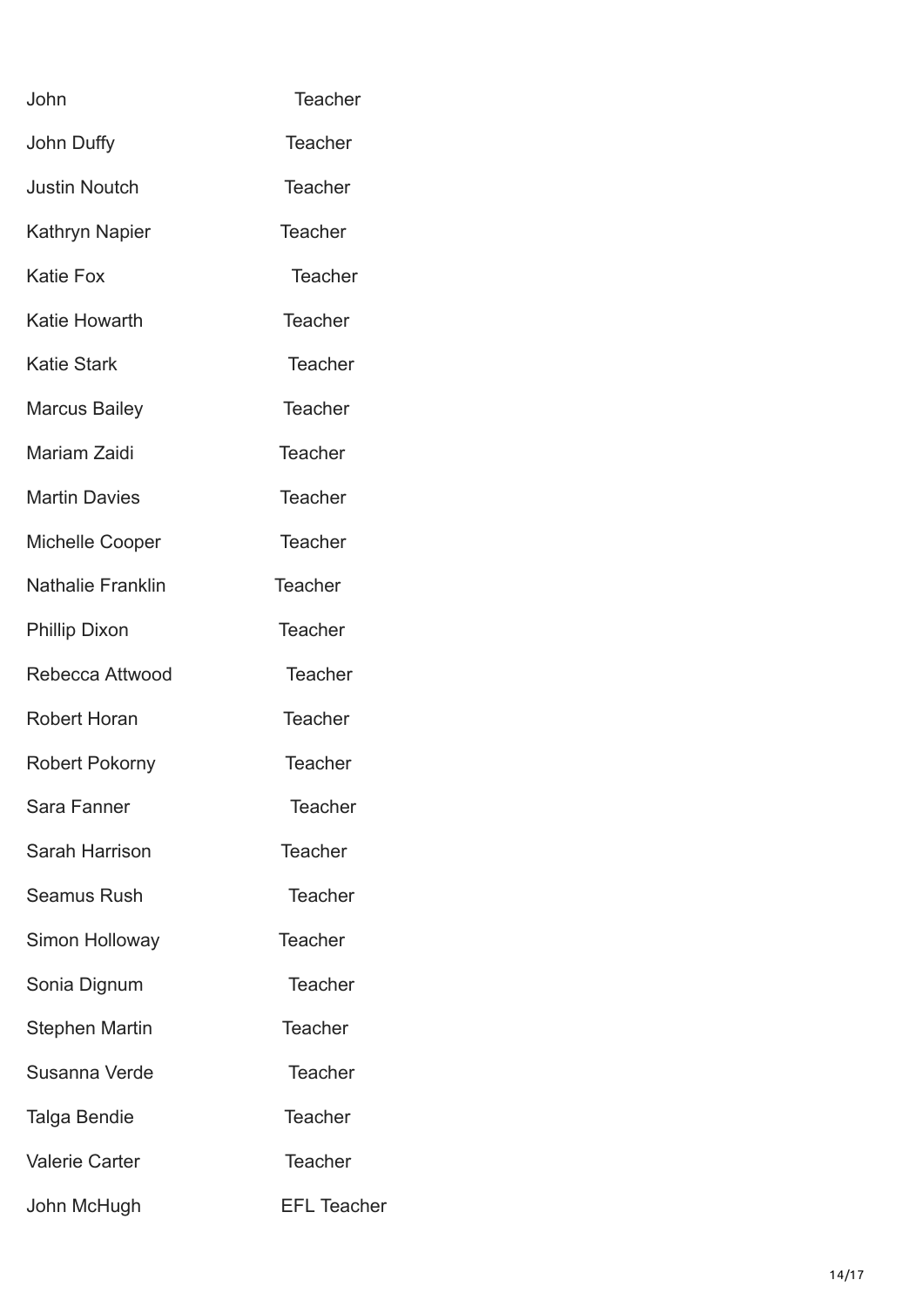| | |
|---|---|
| John | Teacher |
| John Duffy | Teacher |
| Justin Noutch | Teacher |
| Kathryn Napier | Teacher |
| Katie Fox | Teacher |
| Katie Howarth | Teacher |
| Katie Stark | Teacher |
| Marcus Bailey | Teacher |
| Mariam Zaidi | Teacher |
| Martin Davies | Teacher |
| Michelle Cooper | Teacher |
| Nathalie Franklin | Teacher |
| Phillip Dixon | Teacher |
| Rebecca Attwood | Teacher |
| Robert Horan | Teacher |
| Robert Pokorny | Teacher |
| Sara Fanner | Teacher |
| Sarah Harrison | Teacher |
| Seamus Rush | Teacher |
| Simon Holloway | Teacher |
| Sonia Dignum | Teacher |
| Stephen Martin | Teacher |
| Susanna Verde | Teacher |
| Talga Bendie | Teacher |
| Valerie Carter | Teacher |
| John McHugh | EFL Teacher |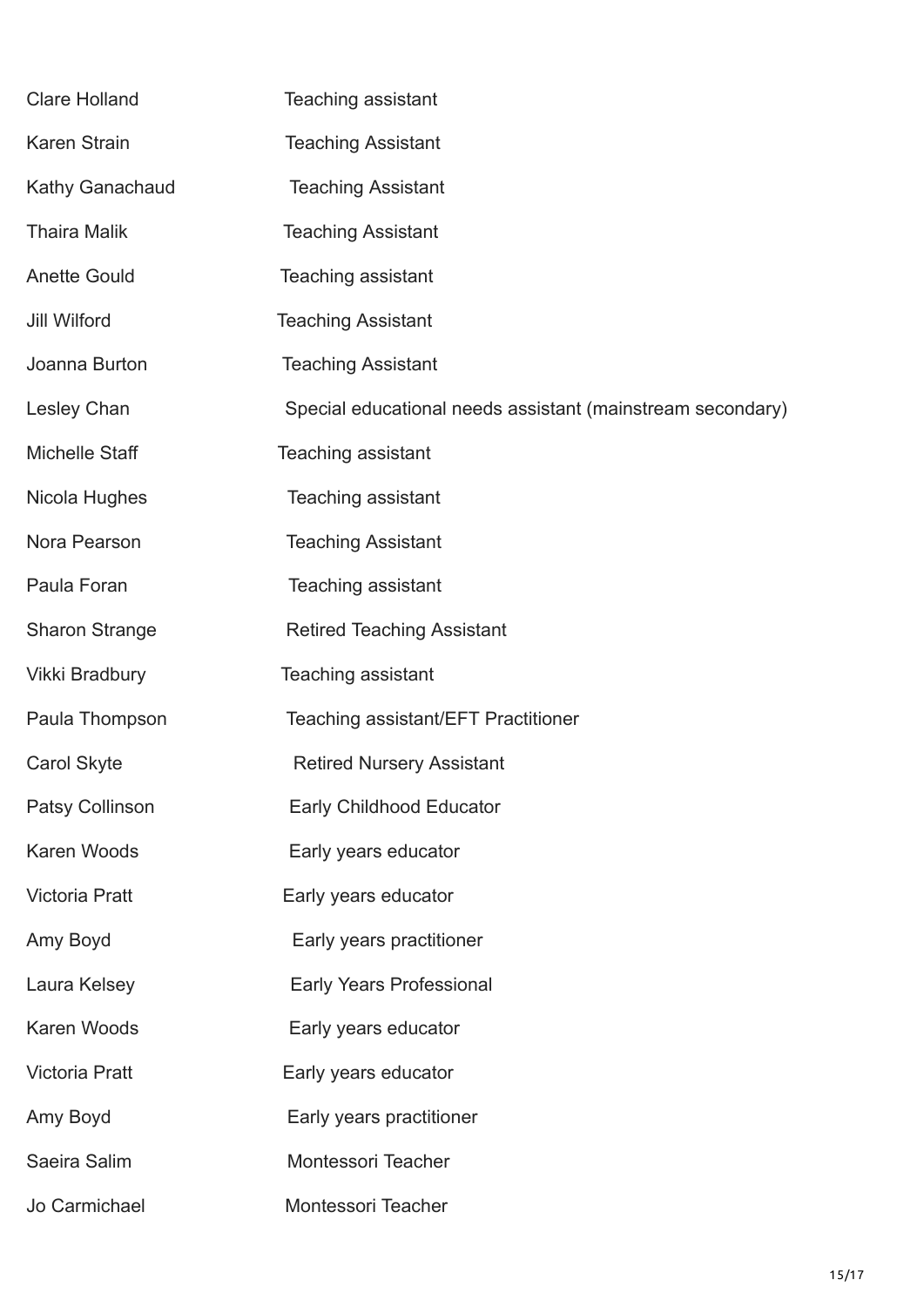| | |
|---|---|
| Clare Holland | Teaching assistant |
| Karen Strain | Teaching Assistant |
| Kathy Ganachaud | Teaching Assistant |
| Thaira Malik | Teaching Assistant |
| Anette Gould | Teaching assistant |
| Jill Wilford | Teaching Assistant |
| Joanna Burton | Teaching Assistant |
| Lesley Chan | Special educational needs assistant (mainstream secondary) |
| Michelle Staff | Teaching assistant |
| Nicola Hughes | Teaching assistant |
| Nora Pearson | Teaching Assistant |
| Paula Foran | Teaching assistant |
| Sharon Strange | Retired Teaching Assistant |
| Vikki Bradbury | Teaching assistant |
| Paula Thompson | Teaching assistant/EFT Practitioner |
| Carol Skyte | Retired Nursery Assistant |
| Patsy Collinson | Early Childhood Educator |
| Karen Woods | Early years educator |
| Victoria Pratt | Early years educator |
| Amy Boyd | Early years practitioner |
| Laura Kelsey | Early Years Professional |
| Karen Woods | Early years educator |
| Victoria Pratt | Early years educator |
| Amy Boyd | Early years practitioner |
| Saeira Salim | Montessori Teacher |
| Jo Carmichael | Montessori Teacher |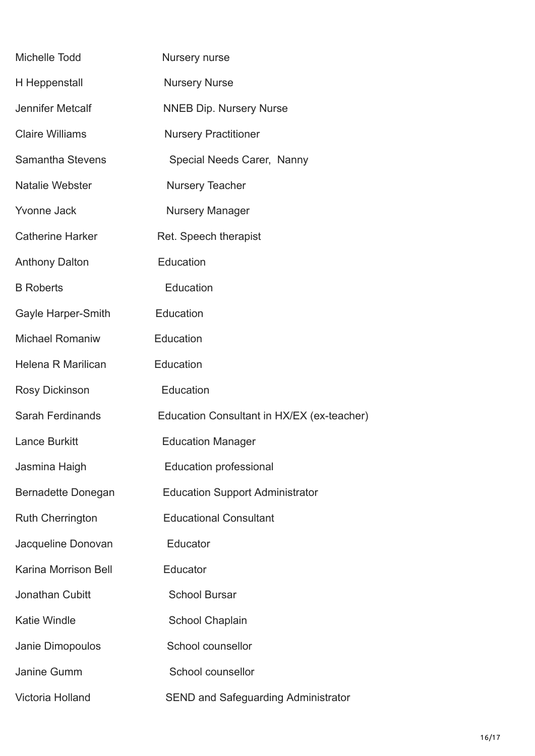| | |
|---|---|
| Michelle Todd | Nursery nurse |
| H Heppenstall | Nursery Nurse |
| Jennifer Metcalf | NNEB Dip. Nursery Nurse |
| Claire Williams | Nursery Practitioner |
| Samantha Stevens | Special Needs Carer, Nanny |
| Natalie Webster | Nursery Teacher |
| Yvonne Jack | Nursery Manager |
| Catherine Harker | Ret. Speech therapist |
| Anthony Dalton | Education |
| B Roberts | Education |
| Gayle Harper-Smith | Education |
| Michael Romaniw | Education |
| Helena R Marilican | Education |
| Rosy Dickinson | Education |
| Sarah Ferdinands | Education Consultant in HX/EX (ex-teacher) |
| Lance Burkitt | Education Manager |
| Jasmina Haigh | Education professional |
| Bernadette Donegan | Education Support Administrator |
| Ruth Cherrington | Educational Consultant |
| Jacqueline Donovan | Educator |
| Karina Morrison Bell | Educator |
| Jonathan Cubitt | School Bursar |
| Katie Windle | School Chaplain |
| Janie Dimopoulos | School counsellor |
| Janine Gumm | School counsellor |
| Victoria Holland | SEND and Safeguarding Administrator |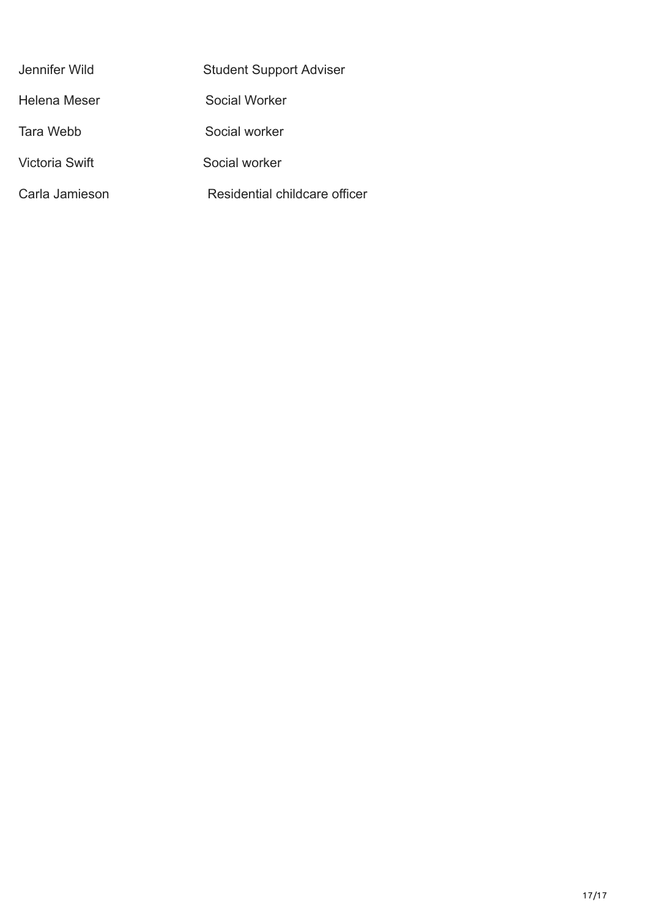| | |
|---|---|
| Jennifer Wild | Student Support Adviser |
| Helena Meser | Social Worker |
| Tara Webb | Social worker |
| Victoria Swift | Social worker |
| Carla Jamieson | Residential childcare officer |